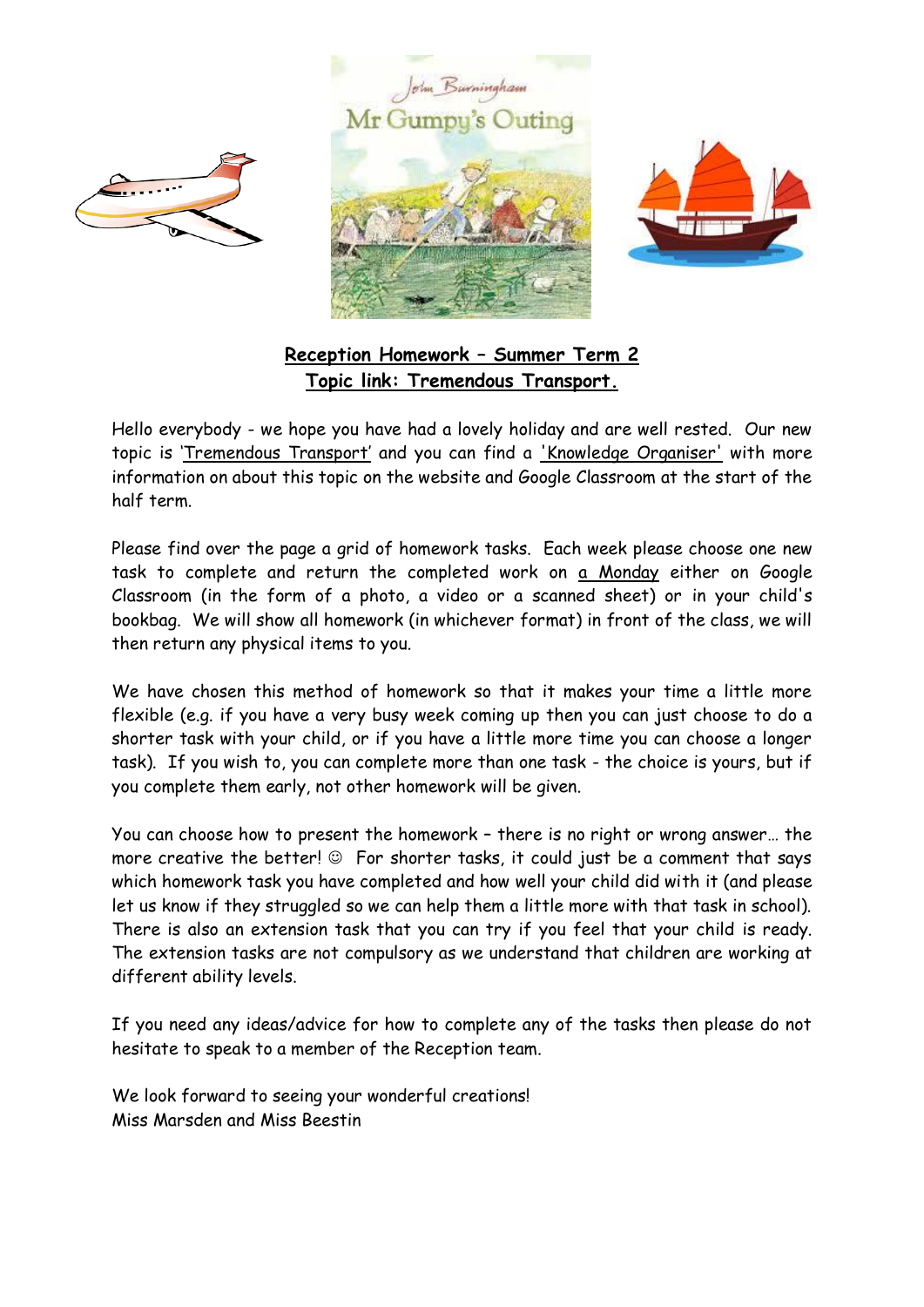**Reception Homework – Summer Term 2**
**Topic link: Tremendous Transport.**

Hello everybody - we hope you have had a lovely holiday and are well rested. Our new topic is 'Tremendous Transport' and you can find a 'Knowledge Organiser' with more information on about this topic on the website and Google Classroom at the start of the half term.

Please find over the page a grid of homework tasks. Each week please choose one new task to complete and return the completed work on a Monday either on Google Classroom (in the form of a photo, a video or a scanned sheet) or in your child's bookbag. We will show all homework (in whichever format) in front of the class, we will then return any physical items to you.

We have chosen this method of homework so that it makes your time a little more flexible (e.g. if you have a very busy week coming up then you can just choose to do a shorter task with your child, or if you have a little more time you can choose a longer task). If you wish to, you can complete more than one task - the choice is yours, but if you complete them early, not other homework will be given.

You can choose how to present the homework – there is no right or wrong answer… the more creative the better! ☺ For shorter tasks, it could just be a comment that says which homework task you have completed and how well your child did with it (and please let us know if they struggled so we can help them a little more with that task in school). There is also an extension task that you can try if you feel that your child is ready. The extension tasks are not compulsory as we understand that children are working at different ability levels.

If you need any ideas/advice for how to complete any of the tasks then please do not hesitate to speak to a member of the Reception team.

We look forward to seeing your wonderful creations!
Miss Marsden and Miss Beestin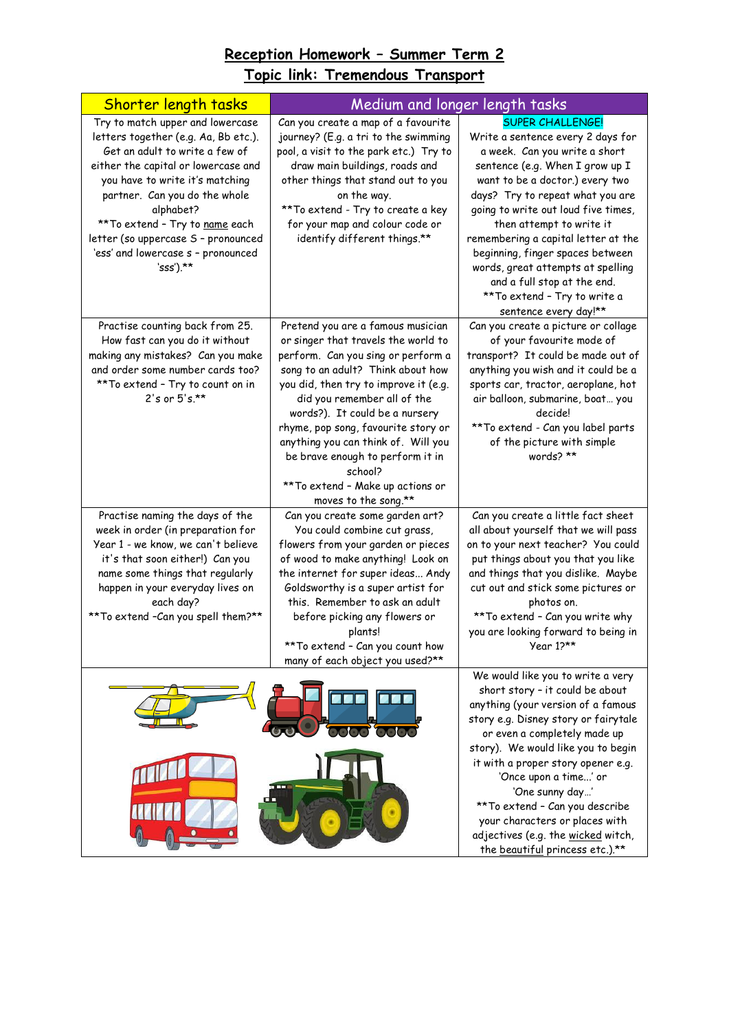# Reception Homework – Summer Term 2

## Topic link: Tremendous Transport

| Shorter length tasks | Medium and longer length tasks | |
|---|---|---|
| Try to match upper and lowercase letters together (e.g. Aa, Bb etc.). Get an adult to write a few of either the capital or lowercase and you have to write it's matching partner. Can you do the whole alphabet? \*\*To extend – Try to name each letter (so uppercase S – pronounced 'ess' and lowercase s – pronounced 'sss').\*\* | Can you create a map of a favourite journey? (E.g. a tri to the swimming pool, a visit to the park etc.) Try to draw main buildings, roads and other things that stand out to you on the way. \*\*To extend - Try to create a key for your map and colour code or identify different things.\*\* | SUPER CHALLENGE! Write a sentence every 2 days for a week. Can you write a short sentence (e.g. When I grow up I want to be a doctor.) every two days? Try to repeat what you are going to write out loud five times, then attempt to write it remembering a capital letter at the beginning, finger spaces between words, great attempts at spelling and a full stop at the end. \*\*To extend – Try to write a sentence every day!\*\* |
| Practise counting back from 25. How fast can you do it without making any mistakes? Can you make and order some number cards too? \*\*To extend – Try to count on in 2's or 5's.\*\* | Pretend you are a famous musician or singer that travels the world to perform. Can you sing or perform a song to an adult? Think about how you did, then try to improve it (e.g. did you remember all of the words?). It could be a nursery rhyme, pop song, favourite story or anything you can think of. Will you be brave enough to perform it in school? \*\*To extend – Make up actions or moves to the song.\*\* | Can you create a picture or collage of your favourite mode of transport? It could be made out of anything you wish and it could be a sports car, tractor, aeroplane, hot air balloon, submarine, boat… you decide! \*\*To extend – Can you label parts of the picture with simple words? \*\* |
| Practise naming the days of the week in order (in preparation for Year 1 - we know, we can't believe it's that soon either!) Can you name some things that regularly happen in your everyday lives on each day? \*\*To extend –Can you spell them?\*\* | Can you create some garden art? You could combine cut grass, flowers from your garden or pieces of wood to make anything! Look on the internet for super ideas… Andy Goldsworthy is a super artist for this. Remember to ask an adult before picking any flowers or plants! \*\*To extend – Can you count how many of each object you used?\*\* | Can you create a little fact sheet all about yourself that we will pass on to your next teacher? You could put things about you that you like and things that you dislike. Maybe cut out and stick some pictures or photos on. \*\*To extend – Can you write why you are looking forward to being in Year 1?\*\* |
| | | We would like you to write a very short story – it could be about anything (your version of a famous story e.g. Disney story or fairytale or even a completely made up story). We would like you to begin it with a proper story opener e.g. 'Once upon a time…' or 'One sunny day…' \*\*To extend – Can you describe your characters or places with adjectives (e.g. the wicked witch, the beautiful princess etc.).\*\* |